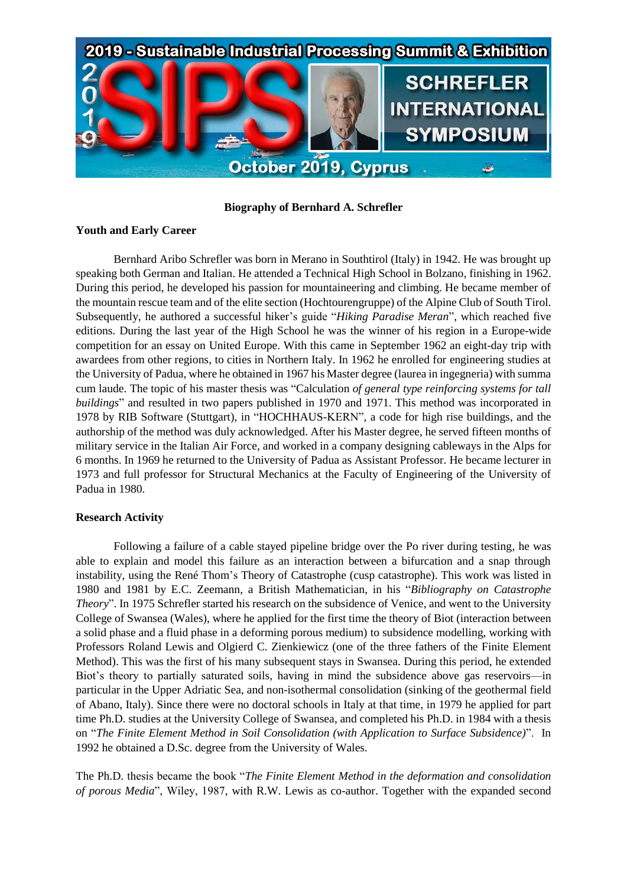**Biography of Bernhard A. Schrefler**

**Youth and Early Career**

Bernhard Aribo Schrefler was born in Merano in Southtirol (Italy) in 1942. He was brought up speaking both German and Italian. He attended a Technical High School in Bolzano, finishing in 1962. During this period, he developed his passion for mountaineering and climbing. He became member of the mountain rescue team and of the elite section (Hochtourengruppe) of the Alpine Club of South Tirol. Subsequently, he authored a successful hiker's guide "*Hiking Paradise Meran*", which reached five editions. During the last year of the High School he was the winner of his region in a Europe-wide competition for an essay on United Europe. With this came in September 1962 an eight-day trip with awardees from other regions, to cities in Northern Italy. In 1962 he enrolled for engineering studies at the University of Padua, where he obtained in 1967 his Master degree (laurea in ingegneria) with summa cum laude. The topic of his master thesis was "Calculation *of general type reinforcing systems for tall buildings*" and resulted in two papers published in 1970 and 1971. This method was incorporated in 1978 by RIB Software (Stuttgart), in "HOCHHAUS-KERN", a code for high rise buildings, and the authorship of the method was duly acknowledged. After his Master degree, he served fifteen months of military service in the Italian Air Force, and worked in a company designing cableways in the Alps for 6 months. In 1969 he returned to the University of Padua as Assistant Professor. He became lecturer in 1973 and full professor for Structural Mechanics at the Faculty of Engineering of the University of Padua in 1980.

**Research Activity**

Following a failure of a cable stayed pipeline bridge over the Po river during testing, he was able to explain and model this failure as an interaction between a bifurcation and a snap through instability, using the René Thom's Theory of Catastrophe (cusp catastrophe). This work was listed in 1980 and 1981 by E.C. Zeemann, a British Mathematician, in his "*Bibliography on Catastrophe Theory*". In 1975 Schrefler started his research on the subsidence of Venice, and went to the University College of Swansea (Wales), where he applied for the first time the theory of Biot (interaction between a solid phase and a fluid phase in a deforming porous medium) to subsidence modelling, working with Professors Roland Lewis and Olgierd C. Zienkiewicz (one of the three fathers of the Finite Element Method). This was the first of his many subsequent stays in Swansea. During this period, he extended Biot's theory to partially saturated soils, having in mind the subsidence above gas reservoirs—in particular in the Upper Adriatic Sea, and non-isothermal consolidation (sinking of the geothermal field of Abano, Italy). Since there were no doctoral schools in Italy at that time, in 1979 he applied for part time Ph.D. studies at the University College of Swansea, and completed his Ph.D. in 1984 with a thesis on "*The Finite Element Method in Soil Consolidation (with Application to Surface Subsidence)*". In 1992 he obtained a D.Sc. degree from the University of Wales.

The Ph.D. thesis became the book "*The Finite Element Method in the deformation and consolidation of porous Media*", Wiley, 1987, with R.W. Lewis as co-author. Together with the expanded second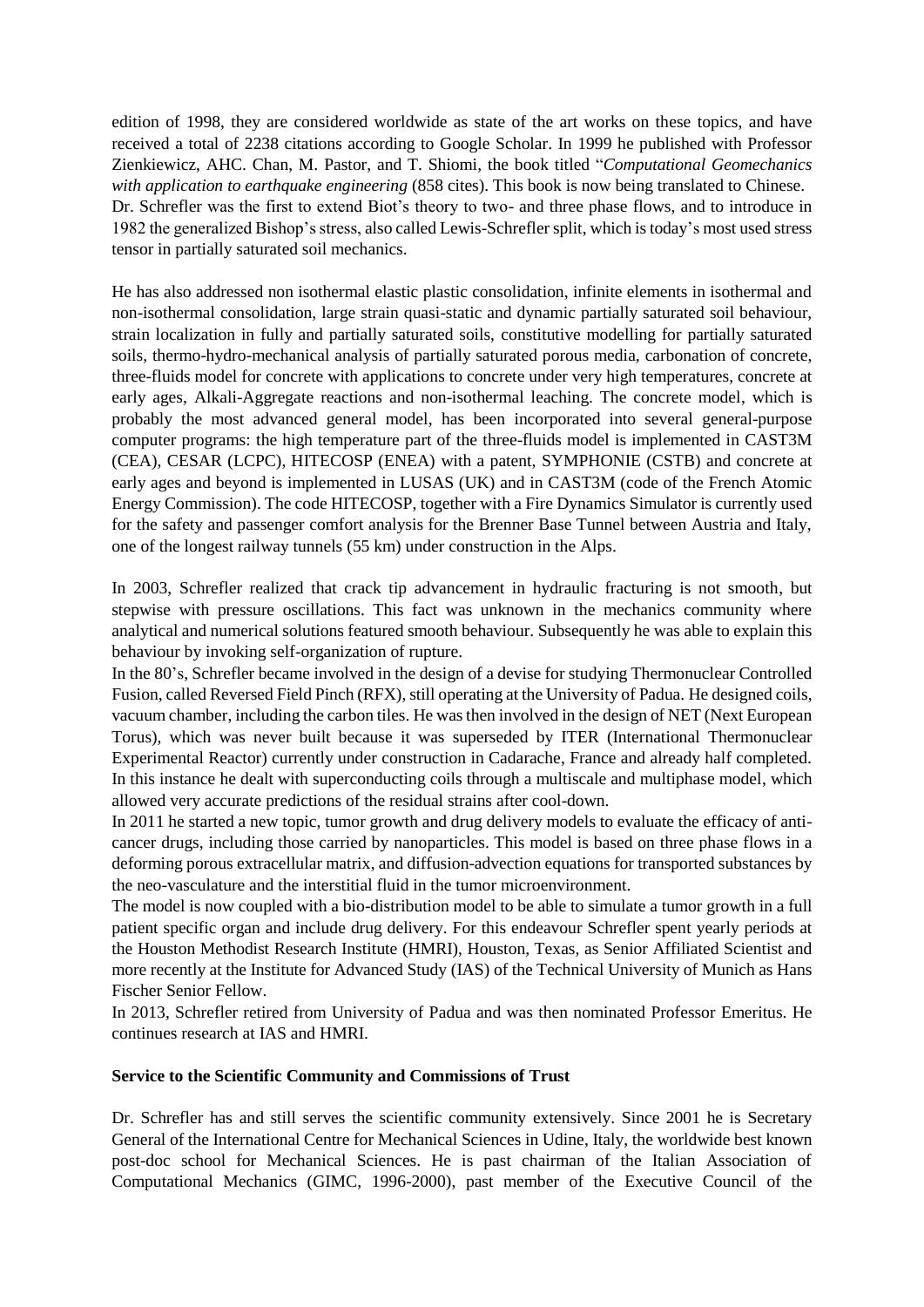edition of 1998, they are considered worldwide as state of the art works on these topics, and have received a total of 2238 citations according to Google Scholar. In 1999 he published with Professor Zienkiewicz, AHC. Chan, M. Pastor, and T. Shiomi, the book titled "*Computational Geomechanics with application to earthquake engineering* (858 cites). This book is now being translated to Chinese. Dr. Schrefler was the first to extend Biot's theory to two- and three phase flows, and to introduce in 1982 the generalized Bishop's stress, also called Lewis-Schrefler split, which is today's most used stress tensor in partially saturated soil mechanics.

He has also addressed non isothermal elastic plastic consolidation, infinite elements in isothermal and non-isothermal consolidation, large strain quasi-static and dynamic partially saturated soil behaviour, strain localization in fully and partially saturated soils, constitutive modelling for partially saturated soils, thermo-hydro-mechanical analysis of partially saturated porous media, carbonation of concrete, three-fluids model for concrete with applications to concrete under very high temperatures, concrete at early ages, Alkali-Aggregate reactions and non-isothermal leaching. The concrete model, which is probably the most advanced general model, has been incorporated into several general-purpose computer programs: the high temperature part of the three-fluids model is implemented in CAST3M (CEA), CESAR (LCPC), HITECOSP (ENEA) with a patent, SYMPHONIE (CSTB) and concrete at early ages and beyond is implemented in LUSAS (UK) and in CAST3M (code of the French Atomic Energy Commission). The code HITECOSP, together with a Fire Dynamics Simulator is currently used for the safety and passenger comfort analysis for the Brenner Base Tunnel between Austria and Italy, one of the longest railway tunnels (55 km) under construction in the Alps.

In 2003, Schrefler realized that crack tip advancement in hydraulic fracturing is not smooth, but stepwise with pressure oscillations. This fact was unknown in the mechanics community where analytical and numerical solutions featured smooth behaviour. Subsequently he was able to explain this behaviour by invoking self-organization of rupture.

In the 80's, Schrefler became involved in the design of a devise for studying Thermonuclear Controlled Fusion, called Reversed Field Pinch (RFX), still operating at the University of Padua. He designed coils, vacuum chamber, including the carbon tiles. He was then involved in the design of NET (Next European Torus), which was never built because it was superseded by ITER (International Thermonuclear Experimental Reactor) currently under construction in Cadarache, France and already half completed. In this instance he dealt with superconducting coils through a multiscale and multiphase model, which allowed very accurate predictions of the residual strains after cool-down.

In 2011 he started a new topic, tumor growth and drug delivery models to evaluate the efficacy of anti-cancer drugs, including those carried by nanoparticles. This model is based on three phase flows in a deforming porous extracellular matrix, and diffusion-advection equations for transported substances by the neo-vasculature and the interstitial fluid in the tumor microenvironment.

The model is now coupled with a bio-distribution model to be able to simulate a tumor growth in a full patient specific organ and include drug delivery. For this endeavour Schrefler spent yearly periods at the Houston Methodist Research Institute (HMRI), Houston, Texas, as Senior Affiliated Scientist and more recently at the Institute for Advanced Study (IAS) of the Technical University of Munich as Hans Fischer Senior Fellow.

In 2013, Schrefler retired from University of Padua and was then nominated Professor Emeritus. He continues research at IAS and HMRI.

**Service to the Scientific Community and Commissions of Trust**

Dr. Schrefler has and still serves the scientific community extensively. Since 2001 he is Secretary General of the International Centre for Mechanical Sciences in Udine, Italy, the worldwide best known post-doc school for Mechanical Sciences. He is past chairman of the Italian Association of Computational Mechanics (GIMC, 1996-2000), past member of the Executive Council of the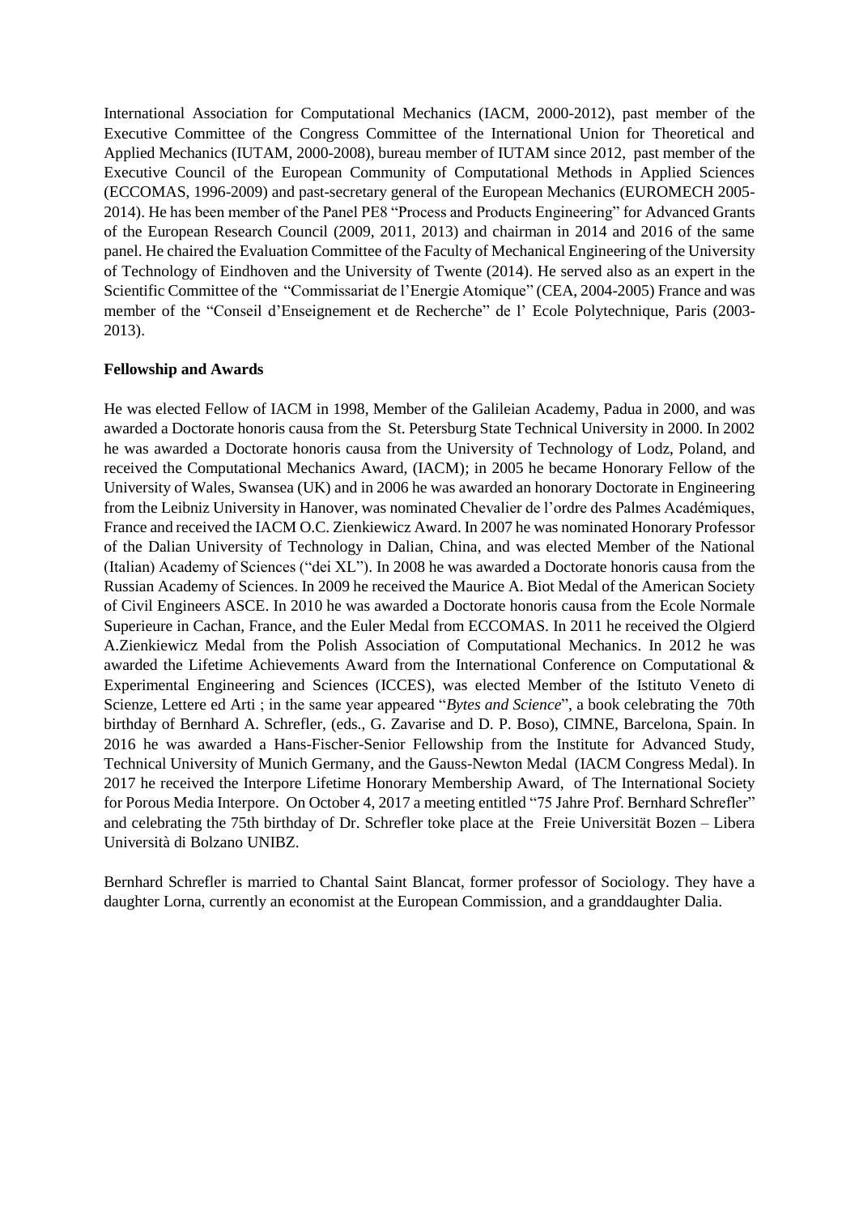International Association for Computational Mechanics (IACM, 2000-2012), past member of the Executive Committee of the Congress Committee of the International Union for Theoretical and Applied Mechanics (IUTAM, 2000-2008), bureau member of IUTAM since 2012, past member of the Executive Council of the European Community of Computational Methods in Applied Sciences (ECCOMAS, 1996-2009) and past-secretary general of the European Mechanics (EUROMECH 2005-2014). He has been member of the Panel PE8 "Process and Products Engineering" for Advanced Grants of the European Research Council (2009, 2011, 2013) and chairman in 2014 and 2016 of the same panel. He chaired the Evaluation Committee of the Faculty of Mechanical Engineering of the University of Technology of Eindhoven and the University of Twente (2014). He served also as an expert in the Scientific Committee of the "Commissariat de l'Energie Atomique" (CEA, 2004-2005) France and was member of the "Conseil d'Enseignement et de Recherche" de l' Ecole Polytechnique, Paris (2003-2013).

**Fellowship and Awards**

He was elected Fellow of IACM in 1998, Member of the Galileian Academy, Padua in 2000, and was awarded a Doctorate honoris causa from the St. Petersburg State Technical University in 2000. In 2002 he was awarded a Doctorate honoris causa from the University of Technology of Lodz, Poland, and received the Computational Mechanics Award, (IACM); in 2005 he became Honorary Fellow of the University of Wales, Swansea (UK) and in 2006 he was awarded an honorary Doctorate in Engineering from the Leibniz University in Hanover, was nominated Chevalier de l'ordre des Palmes Académiques, France and received the IACM O.C. Zienkiewicz Award. In 2007 he was nominated Honorary Professor of the Dalian University of Technology in Dalian, China, and was elected Member of the National (Italian) Academy of Sciences ("dei XL"). In 2008 he was awarded a Doctorate honoris causa from the Russian Academy of Sciences. In 2009 he received the Maurice A. Biot Medal of the American Society of Civil Engineers ASCE. In 2010 he was awarded a Doctorate honoris causa from the Ecole Normale Superieure in Cachan, France, and the Euler Medal from ECCOMAS. In 2011 he received the Olgierd A.Zienkiewicz Medal from the Polish Association of Computational Mechanics. In 2012 he was awarded the Lifetime Achievements Award from the International Conference on Computational & Experimental Engineering and Sciences (ICCES), was elected Member of the Istituto Veneto di Scienze, Lettere ed Arti ; in the same year appeared "*Bytes and Science*", a book celebrating the 70th birthday of Bernhard A. Schrefler, (eds., G. Zavarise and D. P. Boso), CIMNE, Barcelona, Spain. In 2016 he was awarded a Hans-Fischer-Senior Fellowship from the Institute for Advanced Study, Technical University of Munich Germany, and the Gauss-Newton Medal (IACM Congress Medal). In 2017 he received the Interpore Lifetime Honorary Membership Award, of The International Society for Porous Media Interpore. On October 4, 2017 a meeting entitled "75 Jahre Prof. Bernhard Schrefler" and celebrating the 75th birthday of Dr. Schrefler toke place at the Freie Universität Bozen – Libera Università di Bolzano UNIBZ.

Bernhard Schrefler is married to Chantal Saint Blancat, former professor of Sociology. They have a daughter Lorna, currently an economist at the European Commission, and a granddaughter Dalia.